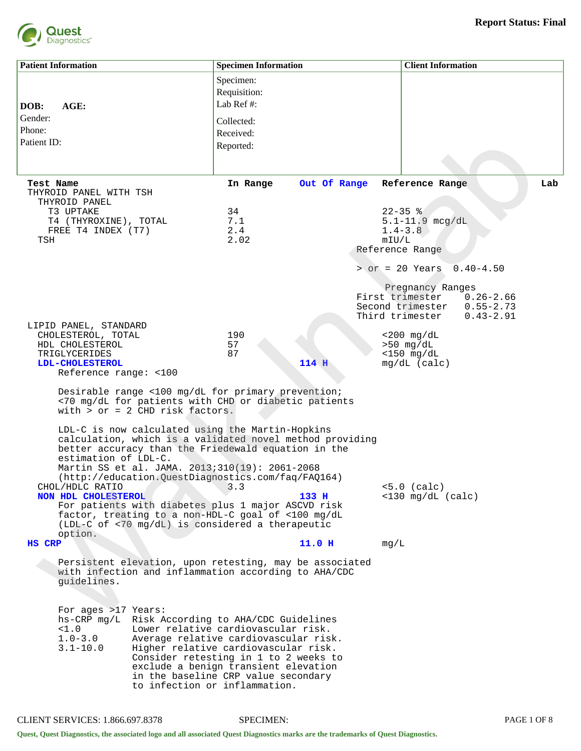**Report Status: Final**

Quest Diagnostics

| Patient Information | Specimen Information | Client Information |
|---|---|---|
| DOB: AGE:<br>Gender:<br>Phone:<br>Patient ID: | Specimen:<br>Requisition:<br>Lab Ref #:<br>Collected:<br>Received:<br>Reported: | |

| Test Name | In Range | Out Of Range | Reference Range | Lab |
|---|---|---|---|---|
| THYROID PANEL WITH TSH | | | | |
| THYROID PANEL | | | | |
| T3 UPTAKE | 34 | | 22-35 % | |
| T4 (THYROXINE), TOTAL | 7.1 | | 5.1-11.9 mcg/dL | |
| FREE T4 INDEX (T7) | 2.4 | | 1.4-3.8 | |
| TSH | 2.02 | | mIU/L | |

```
Reference Range

> or = 20 Years  0.40-4.50

     Pregnancy Ranges
First trimester     0.26-2.66
Second trimester    0.55-2.73
Third trimester     0.43-2.91
```

| Test Name | In Range | Out Of Range | Reference Range | Lab |
|---|---|---|---|---|
| LIPID PANEL, STANDARD | | | | |
| CHOLESTEROL, TOTAL | 190 | | <200 mg/dL | |
| HDL CHOLESTEROL | 57 | | >50 mg/dL | |
| TRIGLYCERIDES | 87 | | <150 mg/dL | |
| **LDL-CHOLESTEROL** | | **114 H** | mg/dL (calc) | |

Reference range: <100

Desirable range <100 mg/dL for primary prevention;
<70 mg/dL for patients with CHD or diabetic patients
with > or = 2 CHD risk factors.

LDL-C is now calculated using the Martin-Hopkins
calculation, which is a validated novel method providing
better accuracy than the Friedewald equation in the
estimation of LDL-C.
Martin SS et al. JAMA. 2013;310(19): 2061-2068
(http://education.QuestDiagnostics.com/faq/FAQ164)

| Test Name | In Range | Out Of Range | Reference Range | Lab |
|---|---|---|---|---|
| CHOL/HDLC RATIO | 3.3 | | <5.0 (calc) | |
| **NON HDL CHOLESTEROL** | | **133 H** | <130 mg/dL (calc) | |

For patients with diabetes plus 1 major ASCVD risk
factor, treating to a non-HDL-C goal of <100 mg/dL
(LDL-C of <70 mg/dL) is considered a therapeutic
option.

| Test Name | In Range | Out Of Range | Reference Range | Lab |
|---|---|---|---|---|
| **HS CRP** | | **11.0 H** | mg/L | |

Persistent elevation, upon retesting, may be associated
with infection and inflammation according to AHA/CDC
guidelines.

For ages >17 Years:

| hs-CRP mg/L | Risk According to AHA/CDC Guidelines |
|---|---|
| <1.0 | Lower relative cardiovascular risk. |
| 1.0-3.0 | Average relative cardiovascular risk. |
| 3.1-10.0 | Higher relative cardiovascular risk. |
| | Consider retesting in 1 to 2 weeks to exclude a benign transient elevation in the baseline CRP value secondary to infection or inflammation. |

CLIENT SERVICES: 1.866.697.8378 SPECIMEN:

Quest, Quest Diagnostics, the associated logo and all associated Quest Diagnostics marks are the trademarks of Quest Diagnostics.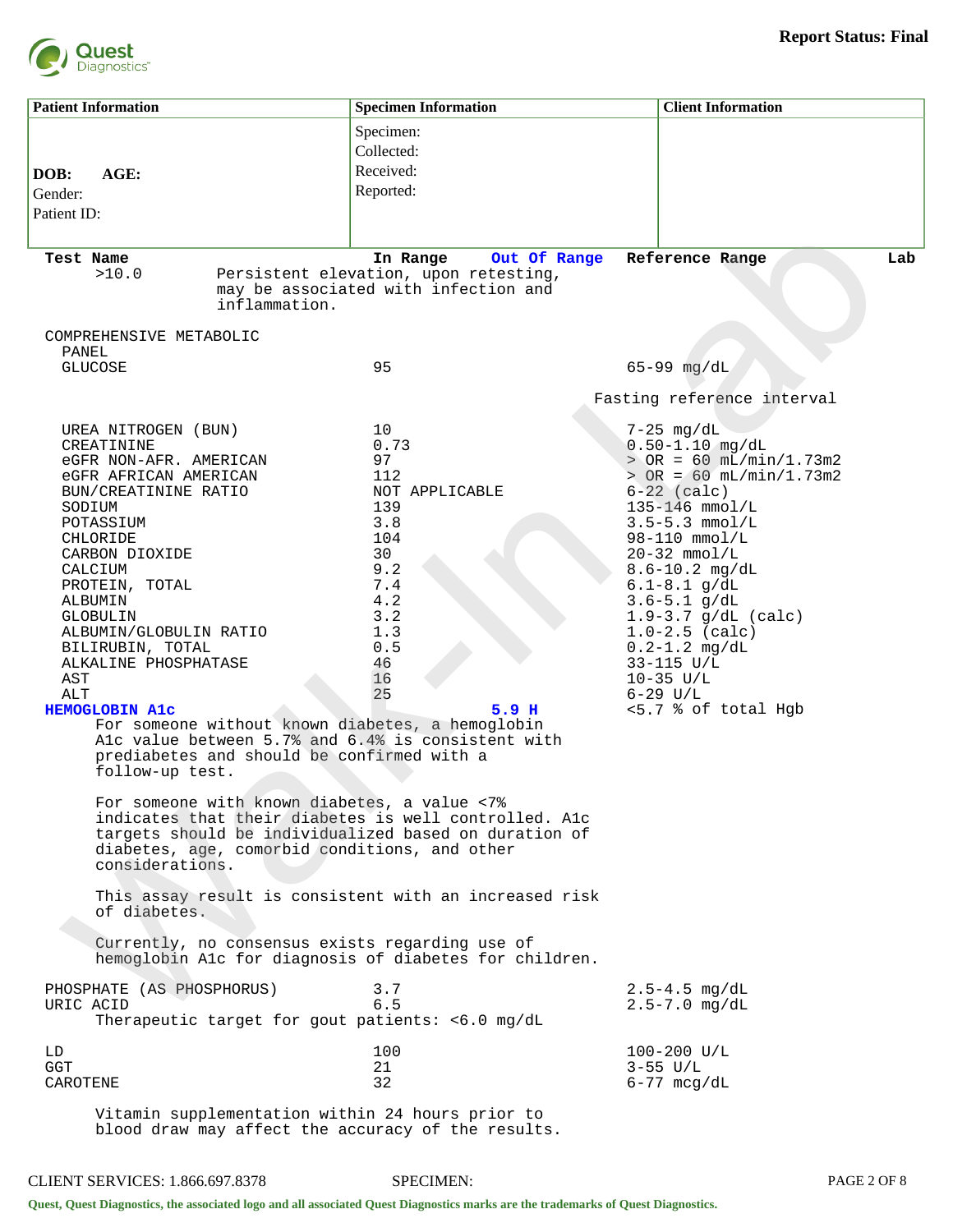**Report Status: Final**

| Patient Information | Specimen Information | Client Information |
|---|---|---|
| DOB: AGE: <br> Gender: <br> Patient ID: | Specimen: <br> Collected: <br> Received: <br> Reported: | |

| Test Name | In Range | Out Of Range | Reference Range | Lab |
|---|---|---|---|---|
| >10.0 Persistent elevation, upon retesting, may be associated with infection and inflammation. | | | | |
| COMPREHENSIVE METABOLIC PANEL | | | | |
| GLUCOSE | 95 | | 65-99 mg/dL <br> Fasting reference interval | |
| UREA NITROGEN (BUN) | 10 | | 7-25 mg/dL | |
| CREATININE | 0.73 | | 0.50-1.10 mg/dL | |
| eGFR NON-AFR. AMERICAN | 97 | | > OR = 60 mL/min/1.73m2 | |
| eGFR AFRICAN AMERICAN | 112 | | > OR = 60 mL/min/1.73m2 | |
| BUN/CREATININE RATIO | NOT APPLICABLE | | 6-22 (calc) | |
| SODIUM | 139 | | 135-146 mmol/L | |
| POTASSIUM | 3.8 | | 3.5-5.3 mmol/L | |
| CHLORIDE | 104 | | 98-110 mmol/L | |
| CARBON DIOXIDE | 30 | | 20-32 mmol/L | |
| CALCIUM | 9.2 | | 8.6-10.2 mg/dL | |
| PROTEIN, TOTAL | 7.4 | | 6.1-8.1 g/dL | |
| ALBUMIN | 4.2 | | 3.6-5.1 g/dL | |
| GLOBULIN | 3.2 | | 1.9-3.7 g/dL (calc) | |
| ALBUMIN/GLOBULIN RATIO | 1.3 | | 1.0-2.5 (calc) | |
| BILIRUBIN, TOTAL | 0.5 | | 0.2-1.2 mg/dL | |
| ALKALINE PHOSPHATASE | 46 | | 33-115 U/L | |
| AST | 16 | | 10-35 U/L | |
| ALT | 25 | | 6-29 U/L | |
| **HEMOGLOBIN A1c** | | **5.9 H** | <5.7 % of total Hgb | |

For someone without known diabetes, a hemoglobin A1c value between 5.7% and 6.4% is consistent with prediabetes and should be confirmed with a follow-up test.

For someone with known diabetes, a value <7% indicates that their diabetes is well controlled. A1c targets should be individualized based on duration of diabetes, age, comorbid conditions, and other considerations.

This assay result is consistent with an increased risk of diabetes.

Currently, no consensus exists regarding use of hemoglobin A1c for diagnosis of diabetes for children.

| Test Name | In Range | Out Of Range | Reference Range | Lab |
|---|---|---|---|---|
| PHOSPHATE (AS PHOSPHORUS) | 3.7 | | 2.5-4.5 mg/dL | |
| URIC ACID | 6.5 | | 2.5-7.0 mg/dL | |

Therapeutic target for gout patients: <6.0 mg/dL

| Test Name | In Range | Out Of Range | Reference Range | Lab |
|---|---|---|---|---|
| LD | 100 | | 100-200 U/L | |
| GGT | 21 | | 3-55 U/L | |
| CAROTENE | 32 | | 6-77 mcg/dL | |

Vitamin supplementation within 24 hours prior to blood draw may affect the accuracy of the results.

CLIENT SERVICES: 1.866.697.8378 SPECIMEN:

Quest, Quest Diagnostics, the associated logo and all associated Quest Diagnostics marks are the trademarks of Quest Diagnostics.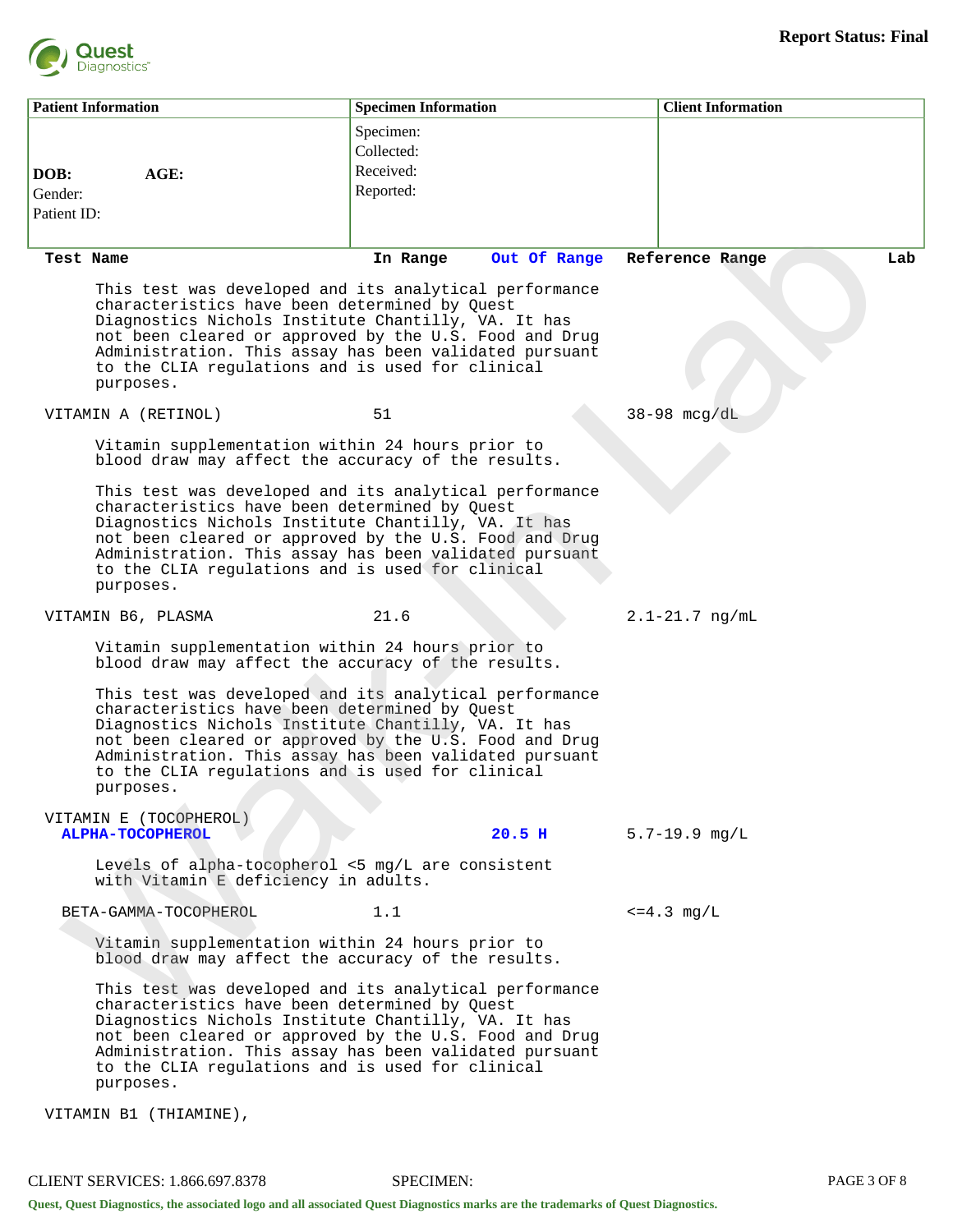**Report Status: Final**

| Patient Information | Specimen Information | Client Information |
|---|---|---|
| **DOB:** **AGE:** Gender: Patient ID: | Specimen: Collected: Received: Reported: | |

| Test Name | In Range | Out Of Range | Reference Range | Lab |
|---|---|---|---|---|
| This test was developed and its analytical performance characteristics have been determined by Quest Diagnostics Nichols Institute Chantilly, VA. It has not been cleared or approved by the U.S. Food and Drug Administration. This assay has been validated pursuant to the CLIA regulations and is used for clinical purposes. | | | | |
| VITAMIN A (RETINOL) | 51 | | 38-98 mcg/dL | |
| Vitamin supplementation within 24 hours prior to blood draw may affect the accuracy of the results. | | | | |
| This test was developed and its analytical performance characteristics have been determined by Quest Diagnostics Nichols Institute Chantilly, VA. It has not been cleared or approved by the U.S. Food and Drug Administration. This assay has been validated pursuant to the CLIA regulations and is used for clinical purposes. | | | | |
| VITAMIN B6, PLASMA | 21.6 | | 2.1-21.7 ng/mL | |
| Vitamin supplementation within 24 hours prior to blood draw may affect the accuracy of the results. | | | | |
| This test was developed and its analytical performance characteristics have been determined by Quest Diagnostics Nichols Institute Chantilly, VA. It has not been cleared or approved by the U.S. Food and Drug Administration. This assay has been validated pursuant to the CLIA regulations and is used for clinical purposes. | | | | |
| VITAMIN E (TOCOPHEROL) | | | | |
| **ALPHA-TOCOPHEROL** | | **20.5 H** | 5.7-19.9 mg/L | |
| Levels of alpha-tocopherol <5 mg/L are consistent with Vitamin E deficiency in adults. | | | | |
| BETA-GAMMA-TOCOPHEROL | 1.1 | | <=4.3 mg/L | |
| Vitamin supplementation within 24 hours prior to blood draw may affect the accuracy of the results. | | | | |
| This test was developed and its analytical performance characteristics have been determined by Quest Diagnostics Nichols Institute Chantilly, VA. It has not been cleared or approved by the U.S. Food and Drug Administration. This assay has been validated pursuant to the CLIA regulations and is used for clinical purposes. | | | | |
| VITAMIN B1 (THIAMINE), | | | | |

CLIENT SERVICES: 1.866.697.8378 SPECIMEN:

Quest, Quest Diagnostics, the associated logo and all associated Quest Diagnostics marks are the trademarks of Quest Diagnostics.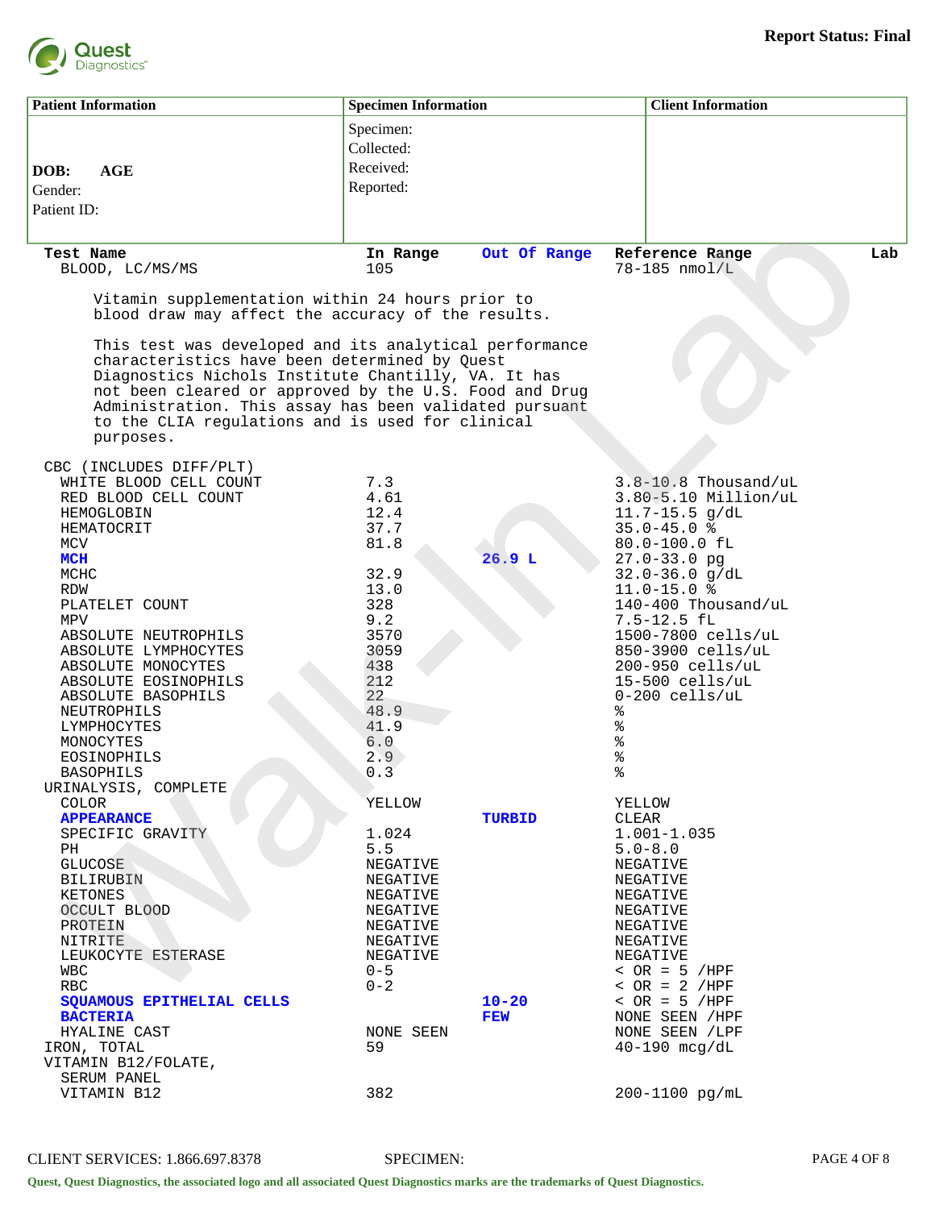**Report Status: Final**

| Patient Information | Specimen Information | Client Information |
|---|---|---|
| DOB: AGE<br>Gender:<br>Patient ID: | Specimen:<br>Collected:<br>Received:<br>Reported: | |

| Test Name | In Range | Out Of Range | Reference Range | Lab |
|---|---|---|---|---|
| BLOOD, LC/MS/MS | 105 | | 78-185 nmol/L | |

Vitamin supplementation within 24 hours prior to blood draw may affect the accuracy of the results.

This test was developed and its analytical performance characteristics have been determined by Quest Diagnostics Nichols Institute Chantilly, VA. It has not been cleared or approved by the U.S. Food and Drug Administration. This assay has been validated pursuant to the CLIA regulations and is used for clinical purposes.

| Test Name | In Range | Out Of Range | Reference Range | Lab |
|---|---|---|---|---|
| CBC (INCLUDES DIFF/PLT) | | | | |
| WHITE BLOOD CELL COUNT | 7.3 | | 3.8-10.8 Thousand/uL | |
| RED BLOOD CELL COUNT | 4.61 | | 3.80-5.10 Million/uL | |
| HEMOGLOBIN | 12.4 | | 11.7-15.5 g/dL | |
| HEMATOCRIT | 37.7 | | 35.0-45.0 % | |
| MCV | 81.8 | | 80.0-100.0 fL | |
| **MCH** | | **26.9 L** | 27.0-33.0 pg | |
| MCHC | 32.9 | | 32.0-36.0 g/dL | |
| RDW | 13.0 | | 11.0-15.0 % | |
| PLATELET COUNT | 328 | | 140-400 Thousand/uL | |
| MPV | 9.2 | | 7.5-12.5 fL | |
| ABSOLUTE NEUTROPHILS | 3570 | | 1500-7800 cells/uL | |
| ABSOLUTE LYMPHOCYTES | 3059 | | 850-3900 cells/uL | |
| ABSOLUTE MONOCYTES | 438 | | 200-950 cells/uL | |
| ABSOLUTE EOSINOPHILS | 212 | | 15-500 cells/uL | |
| ABSOLUTE BASOPHILS | 22 | | 0-200 cells/uL | |
| NEUTROPHILS | 48.9 | | % | |
| LYMPHOCYTES | 41.9 | | % | |
| MONOCYTES | 6.0 | | % | |
| EOSINOPHILS | 2.9 | | % | |
| BASOPHILS | 0.3 | | % | |
| URINALYSIS, COMPLETE | | | | |
| COLOR | YELLOW | | YELLOW | |
| **APPEARANCE** | | **TURBID** | CLEAR | |
| SPECIFIC GRAVITY | 1.024 | | 1.001-1.035 | |
| PH | 5.5 | | 5.0-8.0 | |
| GLUCOSE | NEGATIVE | | NEGATIVE | |
| BILIRUBIN | NEGATIVE | | NEGATIVE | |
| KETONES | NEGATIVE | | NEGATIVE | |
| OCCULT BLOOD | NEGATIVE | | NEGATIVE | |
| PROTEIN | NEGATIVE | | NEGATIVE | |
| NITRITE | NEGATIVE | | NEGATIVE | |
| LEUKOCYTE ESTERASE | NEGATIVE | | NEGATIVE | |
| WBC | 0-5 | | < OR = 5 /HPF | |
| RBC | 0-2 | | < OR = 2 /HPF | |
| **SQUAMOUS EPITHELIAL CELLS** | | **10-20** | < OR = 5 /HPF | |
| **BACTERIA** | | **FEW** | NONE SEEN /HPF | |
| HYALINE CAST | NONE SEEN | | NONE SEEN /LPF | |
| IRON, TOTAL | 59 | | 40-190 mcg/dL | |
| VITAMIN B12/FOLATE, SERUM PANEL | | | | |
| VITAMIN B12 | 382 | | 200-1100 pg/mL | |

CLIENT SERVICES: 1.866.697.8378 SPECIMEN:

Quest, Quest Diagnostics, the associated logo and all associated Quest Diagnostics marks are the trademarks of Quest Diagnostics.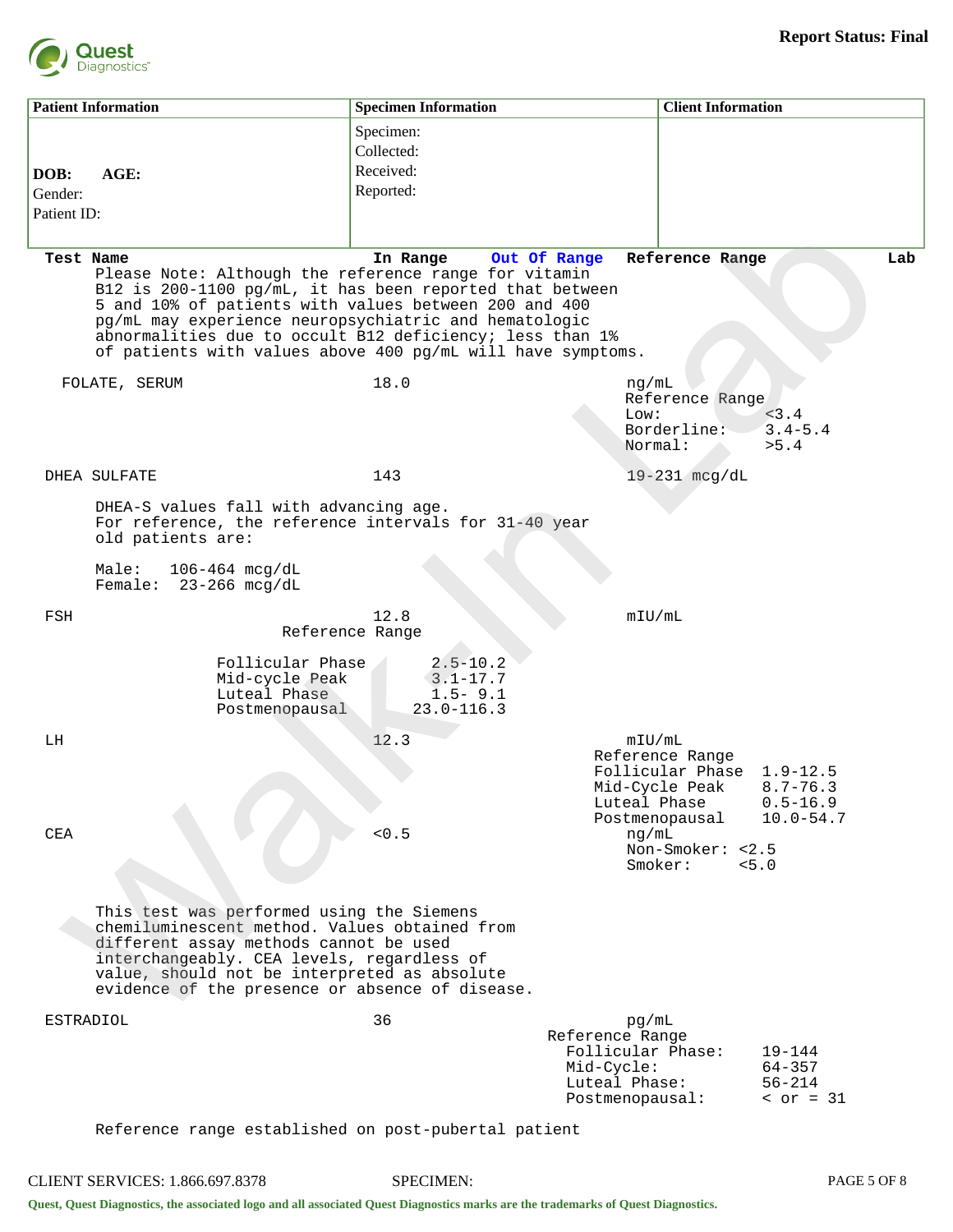**Report Status: Final**

| Patient Information | Specimen Information | Client Information |
|---|---|---|
| DOB: AGE:<br>Gender:<br>Patient ID: | Specimen:<br>Collected:<br>Received:<br>Reported: | |

| Test Name | In Range | Out Of Range | Reference Range | Lab |
|---|---|---|---|---|

Please Note: Although the reference range for vitamin B12 is 200-1100 pg/mL, it has been reported that between 5 and 10% of patients with values between 200 and 400 pg/mL may experience neuropsychiatric and hematologic abnormalities due to occult B12 deficiency; less than 1% of patients with values above 400 pg/mL will have symptoms.

| Test Name | In Range | Out Of Range | Reference Range | Lab |
|---|---|---|---|---|
| FOLATE, SERUM | 18.0 | | ng/mL<br>Reference Range<br>Low: <3.4<br>Borderline: 3.4-5.4<br>Normal: >5.4 | |
| DHEA SULFATE | 143 | | 19-231 mcg/dL | |

DHEA-S values fall with advancing age.
For reference, the reference intervals for 31-40 year old patients are:

Male: 106-464 mcg/dL
Female: 23-266 mcg/dL

| Test Name | In Range | Out Of Range | Reference Range | Lab |
|---|---|---|---|---|
| FSH | 12.8 | | mIU/mL | |

Reference Range

| Phase | Range |
|---|---|
| Follicular Phase | 2.5-10.2 |
| Mid-cycle Peak | 3.1-17.7 |
| Luteal Phase | 1.5- 9.1 |
| Postmenopausal | 23.0-116.3 |

| Test Name | In Range | Out Of Range | Reference Range | Lab |
|---|---|---|---|---|
| LH | 12.3 | | mIU/mL<br>Reference Range<br>Follicular Phase 1.9-12.5<br>Mid-Cycle Peak 8.7-76.3<br>Luteal Phase 0.5-16.9<br>Postmenopausal 10.0-54.7 | |
| CEA | <0.5 | | ng/mL<br>Non-Smoker: <2.5<br>Smoker: <5.0 | |

This test was performed using the Siemens chemiluminescent method. Values obtained from different assay methods cannot be used interchangeably. CEA levels, regardless of value, should not be interpreted as absolute evidence of the presence or absence of disease.

| Test Name | In Range | Out Of Range | Reference Range | Lab |
|---|---|---|---|---|
| ESTRADIOL | 36 | | pg/mL<br>Reference Range<br>Follicular Phase: 19-144<br>Mid-Cycle: 64-357<br>Luteal Phase: 56-214<br>Postmenopausal: < or = 31 | |

Reference range established on post-pubertal patient

CLIENT SERVICES: 1.866.697.8378 SPECIMEN:

Quest, Quest Diagnostics, the associated logo and all associated Quest Diagnostics marks are the trademarks of Quest Diagnostics.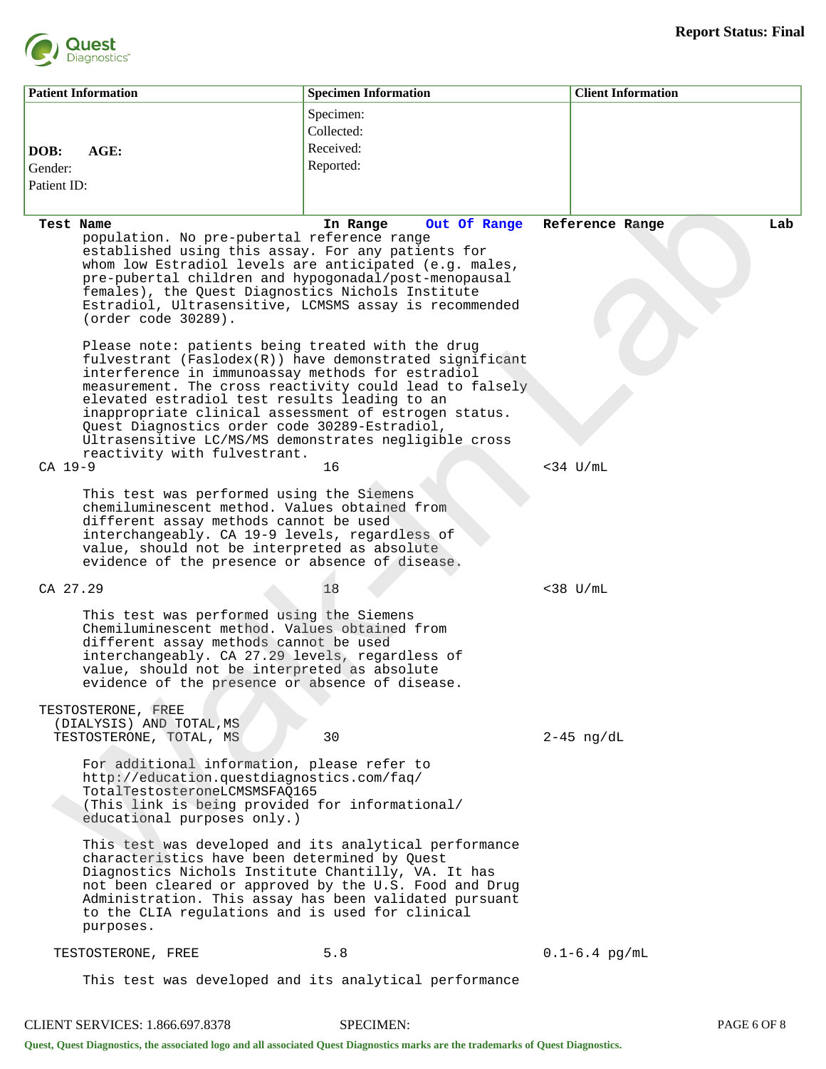**Report Status: Final**

| Patient Information | Specimen Information | Client Information |
|---|---|---|
| DOB: AGE:<br>Gender:<br>Patient ID: | Specimen:<br>Collected:<br>Received:<br>Reported: | |

| Test Name | In Range | Out Of Range | Reference Range | Lab |
|---|---|---|---|---|

population. No pre-pubertal reference range established using this assay. For any patients for whom low Estradiol levels are anticipated (e.g. males, pre-pubertal children and hypogonadal/post-menopausal females), the Quest Diagnostics Nichols Institute Estradiol, Ultrasensitive, LCMSMS assay is recommended (order code 30289).

Please note: patients being treated with the drug fulvestrant (Faslodex(R)) have demonstrated significant interference in immunoassay methods for estradiol measurement. The cross reactivity could lead to falsely elevated estradiol test results leading to an inappropriate clinical assessment of estrogen status. Quest Diagnostics order code 30289-Estradiol, Ultrasensitive LC/MS/MS demonstrates negligible cross reactivity with fulvestrant.

| Test Name | In Range | Out Of Range | Reference Range | Lab |
|---|---|---|---|---|
| CA 19-9 | 16 | | <34 U/mL | |

This test was performed using the Siemens chemiluminescent method. Values obtained from different assay methods cannot be used interchangeably. CA 19-9 levels, regardless of value, should not be interpreted as absolute evidence of the presence or absence of disease.

| Test Name | In Range | Out Of Range | Reference Range | Lab |
|---|---|---|---|---|
| CA 27.29 | 18 | | <38 U/mL | |

This test was performed using the Siemens Chemiluminescent method. Values obtained from different assay methods cannot be used interchangeably. CA 27.29 levels, regardless of value, should not be interpreted as absolute evidence of the presence or absence of disease.

| Test Name | In Range | Out Of Range | Reference Range | Lab |
|---|---|---|---|---|
| TESTOSTERONE, FREE (DIALYSIS) AND TOTAL,MS | | | | |
| TESTOSTERONE, TOTAL, MS | 30 | | 2-45 ng/dL | |

For additional information, please refer to http://education.questdiagnostics.com/faq/TotalTestosteroneLCMSMSFAQ165 (This link is being provided for informational/educational purposes only.)

This test was developed and its analytical performance characteristics have been determined by Quest Diagnostics Nichols Institute Chantilly, VA. It has not been cleared or approved by the U.S. Food and Drug Administration. This assay has been validated pursuant to the CLIA regulations and is used for clinical purposes.

| Test Name | In Range | Out Of Range | Reference Range | Lab |
|---|---|---|---|---|
| TESTOSTERONE, FREE | 5.8 | | 0.1-6.4 pg/mL | |

This test was developed and its analytical performance

CLIENT SERVICES: 1.866.697.8378 SPECIMEN: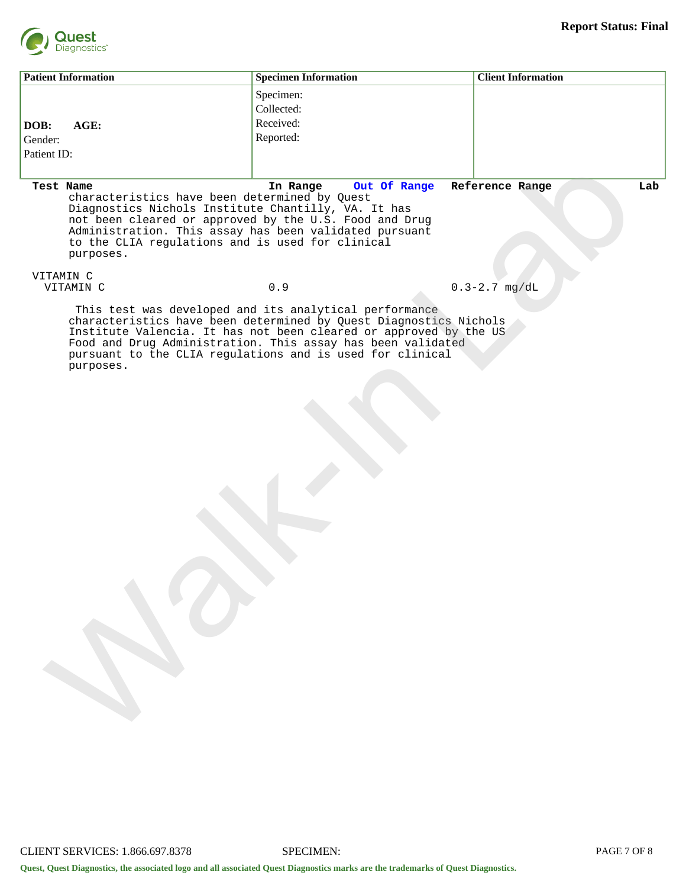Report Status: Final

| Patient Information | Specimen Information | Client Information |
|---|---|---|
| DOB: AGE:<br>Gender:<br>Patient ID: | Specimen:<br>Collected:<br>Received:<br>Reported: | |

| Test Name | In Range | Out Of Range | Reference Range | Lab |
|---|---|---|---|---|
| characteristics have been determined by Quest Diagnostics Nichols Institute Chantilly, VA. It has not been cleared or approved by the U.S. Food and Drug Administration. This assay has been validated pursuant to the CLIA regulations and is used for clinical purposes. | | | | |
| VITAMIN C | | | | |
| VITAMIN C | 0.9 | | 0.3-2.7 mg/dL | |

This test was developed and its analytical performance characteristics have been determined by Quest Diagnostics Nichols Institute Valencia. It has not been cleared or approved by the US Food and Drug Administration. This assay has been validated pursuant to the CLIA regulations and is used for clinical purposes.

CLIENT SERVICES: 1.866.697.8378 SPECIMEN:

Quest, Quest Diagnostics, the associated logo and all associated Quest Diagnostics marks are the trademarks of Quest Diagnostics.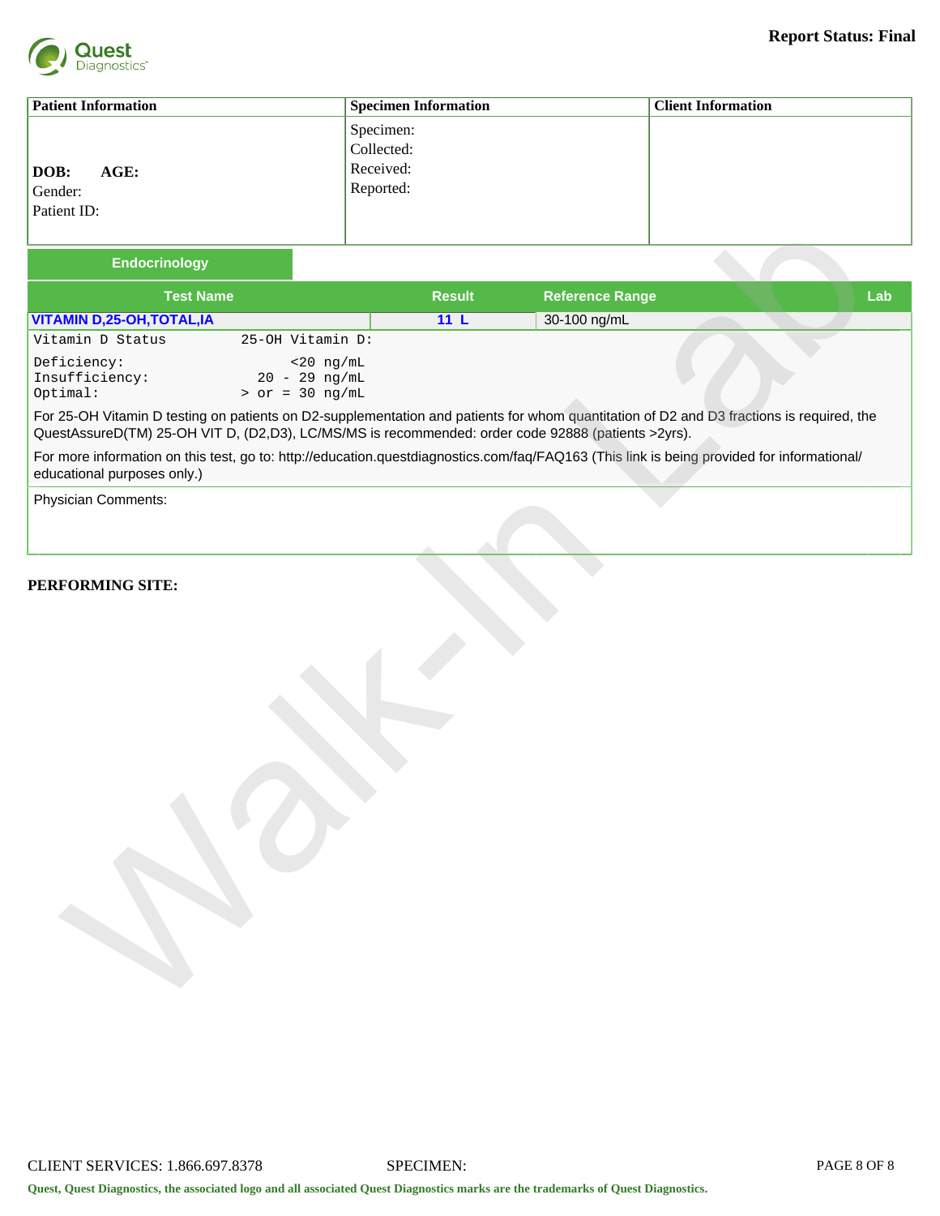**Report Status: Final**

| Patient Information | Specimen Information | Client Information |
|---|---|---|
| **DOB: AGE:** Gender: Patient ID: | Specimen: Collected: Received: Reported: | |

## Endocrinology

| Test Name | Result | Reference Range | Lab |
|---|---|---|---|
| VITAMIN D,25-OH,TOTAL,IA | 11 L | 30-100 ng/mL | |

```
Vitamin D Status         25-OH Vitamin D:

Deficiency:                    <20 ng/mL
Insufficiency:              20 - 29 ng/mL
Optimal:                  > or = 30 ng/mL
```

For 25-OH Vitamin D testing on patients on D2-supplementation and patients for whom quantitation of D2 and D3 fractions is required, the QuestAssureD(TM) 25-OH VIT D, (D2,D3), LC/MS/MS is recommended: order code 92888 (patients >2yrs).

For more information on this test, go to: http://education.questdiagnostics.com/faq/FAQ163 (This link is being provided for informational/ educational purposes only.)

Physician Comments:

**PERFORMING SITE:**

CLIENT SERVICES: 1.866.697.8378 SPECIMEN:

**Quest, Quest Diagnostics, the associated logo and all associated Quest Diagnostics marks are the trademarks of Quest Diagnostics.**